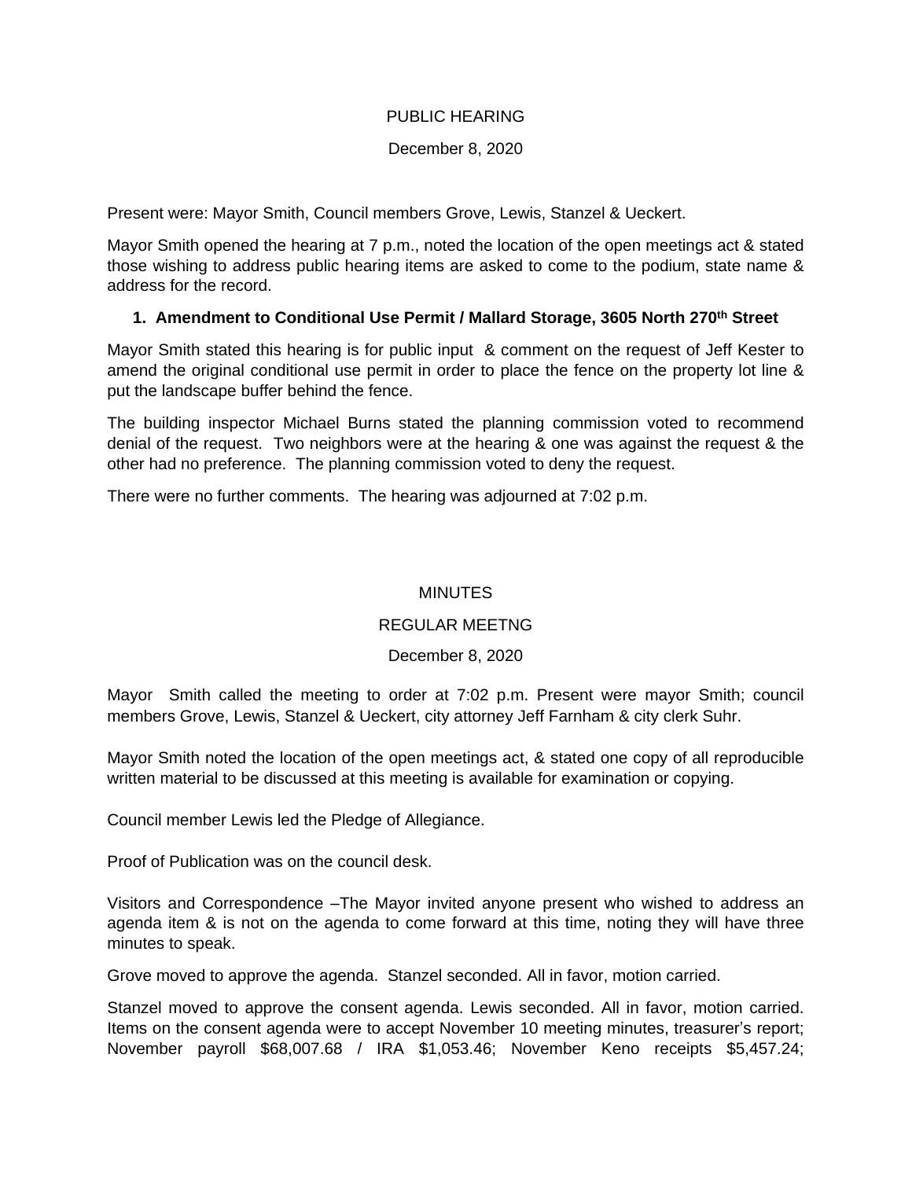PUBLIC HEARING

December 8, 2020

Present were: Mayor Smith, Council members Grove, Lewis, Stanzel & Ueckert.

Mayor Smith opened the hearing at 7 p.m., noted the location of the open meetings act & stated those wishing to address public hearing items are asked to come to the podium, state name & address for the record.

**1. Amendment to Conditional Use Permit / Mallard Storage, 3605 North 270th Street**

Mayor Smith stated this hearing is for public input & comment on the request of Jeff Kester to amend the original conditional use permit in order to place the fence on the property lot line & put the landscape buffer behind the fence.

The building inspector Michael Burns stated the planning commission voted to recommend denial of the request. Two neighbors were at the hearing & one was against the request & the other had no preference. The planning commission voted to deny the request.

There were no further comments. The hearing was adjourned at 7:02 p.m.

MINUTES

REGULAR MEETNG

December 8, 2020

Mayor Smith called the meeting to order at 7:02 p.m. Present were mayor Smith; council members Grove, Lewis, Stanzel & Ueckert, city attorney Jeff Farnham & city clerk Suhr.

Mayor Smith noted the location of the open meetings act, & stated one copy of all reproducible written material to be discussed at this meeting is available for examination or copying.

Council member Lewis led the Pledge of Allegiance.

Proof of Publication was on the council desk.

Visitors and Correspondence –The Mayor invited anyone present who wished to address an agenda item & is not on the agenda to come forward at this time, noting they will have three minutes to speak.

Grove moved to approve the agenda. Stanzel seconded. All in favor, motion carried.

Stanzel moved to approve the consent agenda. Lewis seconded. All in favor, motion carried. Items on the consent agenda were to accept November 10 meeting minutes, treasurer's report; November payroll $68,007.68 / IRA $1,053.46; November Keno receipts $5,457.24;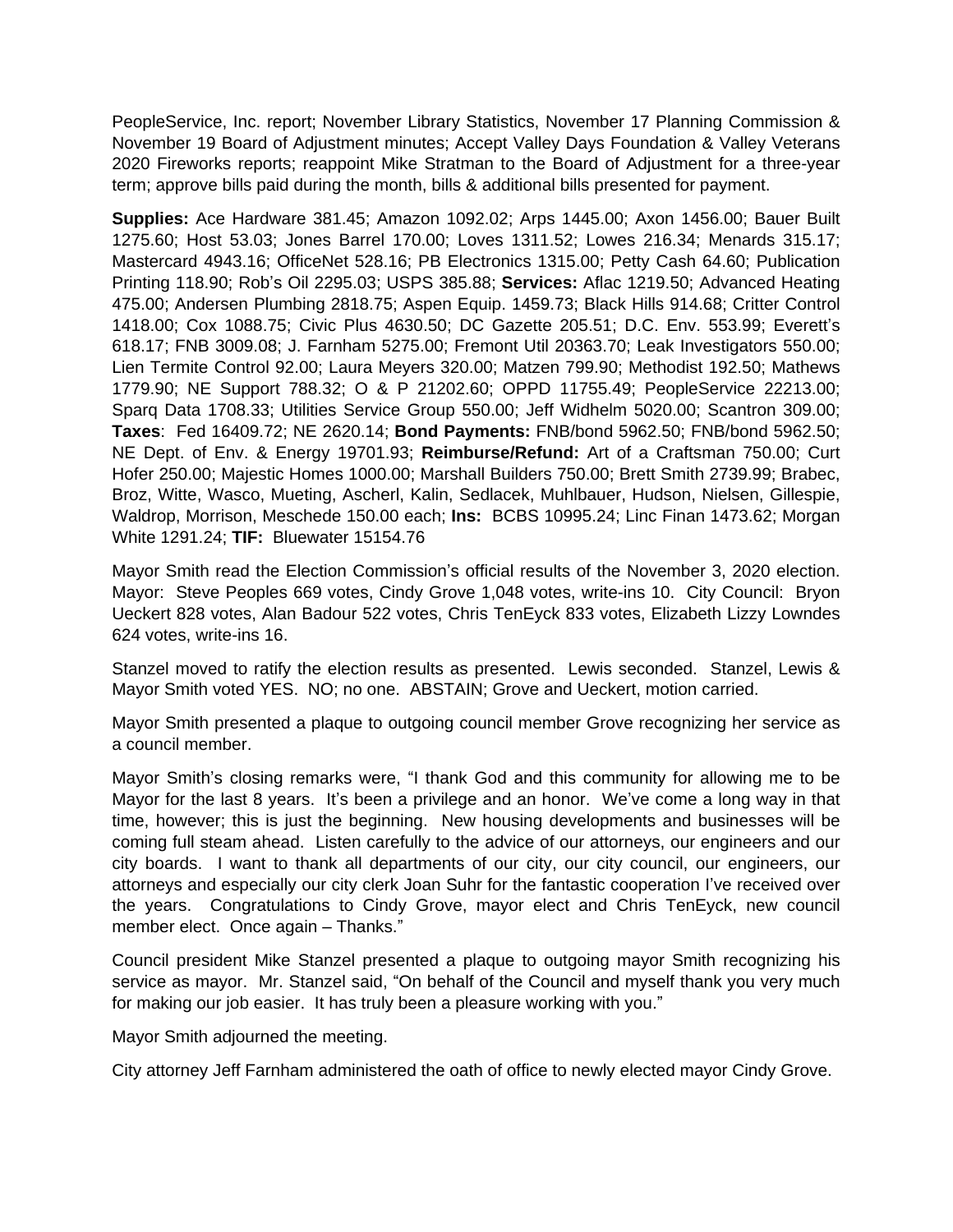PeopleService, Inc. report; November Library Statistics, November 17 Planning Commission & November 19 Board of Adjustment minutes; Accept Valley Days Foundation & Valley Veterans 2020 Fireworks reports; reappoint Mike Stratman to the Board of Adjustment for a three-year term; approve bills paid during the month, bills & additional bills presented for payment.

**Supplies:** Ace Hardware 381.45; Amazon 1092.02; Arps 1445.00; Axon 1456.00; Bauer Built 1275.60; Host 53.03; Jones Barrel 170.00; Loves 1311.52; Lowes 216.34; Menards 315.17; Mastercard 4943.16; OfficeNet 528.16; PB Electronics 1315.00; Petty Cash 64.60; Publication Printing 118.90; Rob's Oil 2295.03; USPS 385.88; **Services:** Aflac 1219.50; Advanced Heating 475.00; Andersen Plumbing 2818.75; Aspen Equip. 1459.73; Black Hills 914.68; Critter Control 1418.00; Cox 1088.75; Civic Plus 4630.50; DC Gazette 205.51; D.C. Env. 553.99; Everett's 618.17; FNB 3009.08; J. Farnham 5275.00; Fremont Util 20363.70; Leak Investigators 550.00; Lien Termite Control 92.00; Laura Meyers 320.00; Matzen 799.90; Methodist 192.50; Mathews 1779.90; NE Support 788.32; O & P 21202.60; OPPD 11755.49; PeopleService 22213.00; Sparq Data 1708.33; Utilities Service Group 550.00; Jeff Widhelm 5020.00; Scantron 309.00; **Taxes**: Fed 16409.72; NE 2620.14; **Bond Payments:** FNB/bond 5962.50; FNB/bond 5962.50; NE Dept. of Env. & Energy 19701.93; **Reimburse/Refund:** Art of a Craftsman 750.00; Curt Hofer 250.00; Majestic Homes 1000.00; Marshall Builders 750.00; Brett Smith 2739.99; Brabec, Broz, Witte, Wasco, Mueting, Ascherl, Kalin, Sedlacek, Muhlbauer, Hudson, Nielsen, Gillespie, Waldrop, Morrison, Meschede 150.00 each; **Ins:** BCBS 10995.24; Linc Finan 1473.62; Morgan White 1291.24; **TIF:** Bluewater 15154.76

Mayor Smith read the Election Commission's official results of the November 3, 2020 election. Mayor: Steve Peoples 669 votes, Cindy Grove 1,048 votes, write-ins 10. City Council: Bryon Ueckert 828 votes, Alan Badour 522 votes, Chris TenEyck 833 votes, Elizabeth Lizzy Lowndes 624 votes, write-ins 16.

Stanzel moved to ratify the election results as presented. Lewis seconded. Stanzel, Lewis & Mayor Smith voted YES. NO; no one. ABSTAIN; Grove and Ueckert, motion carried.

Mayor Smith presented a plaque to outgoing council member Grove recognizing her service as a council member.

Mayor Smith's closing remarks were, "I thank God and this community for allowing me to be Mayor for the last 8 years. It's been a privilege and an honor. We've come a long way in that time, however; this is just the beginning. New housing developments and businesses will be coming full steam ahead. Listen carefully to the advice of our attorneys, our engineers and our city boards. I want to thank all departments of our city, our city council, our engineers, our attorneys and especially our city clerk Joan Suhr for the fantastic cooperation I've received over the years. Congratulations to Cindy Grove, mayor elect and Chris TenEyck, new council member elect. Once again – Thanks."

Council president Mike Stanzel presented a plaque to outgoing mayor Smith recognizing his service as mayor. Mr. Stanzel said, "On behalf of the Council and myself thank you very much for making our job easier. It has truly been a pleasure working with you."

Mayor Smith adjourned the meeting.

City attorney Jeff Farnham administered the oath of office to newly elected mayor Cindy Grove.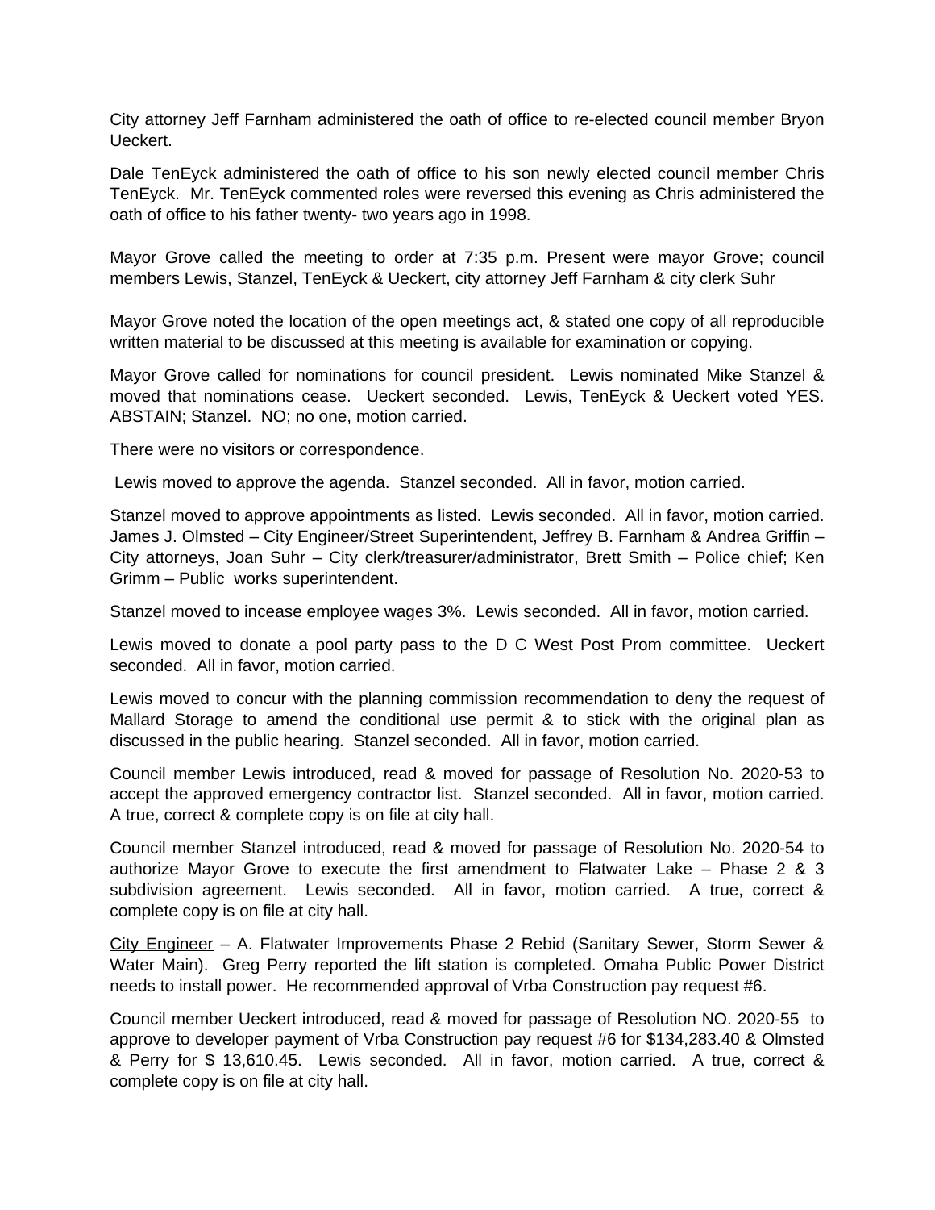City attorney Jeff Farnham administered the oath of office to re-elected council member Bryon Ueckert.

Dale TenEyck administered the oath of office to his son newly elected council member Chris TenEyck. Mr. TenEyck commented roles were reversed this evening as Chris administered the oath of office to his father twenty- two years ago in 1998.

Mayor Grove called the meeting to order at 7:35 p.m. Present were mayor Grove; council members Lewis, Stanzel, TenEyck & Ueckert, city attorney Jeff Farnham & city clerk Suhr

Mayor Grove noted the location of the open meetings act, & stated one copy of all reproducible written material to be discussed at this meeting is available for examination or copying.

Mayor Grove called for nominations for council president. Lewis nominated Mike Stanzel & moved that nominations cease. Ueckert seconded. Lewis, TenEyck & Ueckert voted YES. ABSTAIN; Stanzel. NO; no one, motion carried.

There were no visitors or correspondence.

Lewis moved to approve the agenda. Stanzel seconded. All in favor, motion carried.

Stanzel moved to approve appointments as listed. Lewis seconded. All in favor, motion carried. James J. Olmsted – City Engineer/Street Superintendent, Jeffrey B. Farnham & Andrea Griffin – City attorneys, Joan Suhr – City clerk/treasurer/administrator, Brett Smith – Police chief; Ken Grimm – Public works superintendent.

Stanzel moved to incease employee wages 3%. Lewis seconded. All in favor, motion carried.

Lewis moved to donate a pool party pass to the D C West Post Prom committee. Ueckert seconded. All in favor, motion carried.

Lewis moved to concur with the planning commission recommendation to deny the request of Mallard Storage to amend the conditional use permit & to stick with the original plan as discussed in the public hearing. Stanzel seconded. All in favor, motion carried.

Council member Lewis introduced, read & moved for passage of Resolution No. 2020-53 to accept the approved emergency contractor list. Stanzel seconded. All in favor, motion carried. A true, correct & complete copy is on file at city hall.

Council member Stanzel introduced, read & moved for passage of Resolution No. 2020-54 to authorize Mayor Grove to execute the first amendment to Flatwater Lake – Phase 2 & 3 subdivision agreement. Lewis seconded. All in favor, motion carried. A true, correct & complete copy is on file at city hall.

<u>City Engineer</u> – A. Flatwater Improvements Phase 2 Rebid (Sanitary Sewer, Storm Sewer & Water Main). Greg Perry reported the lift station is completed. Omaha Public Power District needs to install power. He recommended approval of Vrba Construction pay request #6.

Council member Ueckert introduced, read & moved for passage of Resolution NO. 2020-55 to approve to developer payment of Vrba Construction pay request #6 for $134,283.40 & Olmsted & Perry for $ 13,610.45. Lewis seconded. All in favor, motion carried. A true, correct & complete copy is on file at city hall.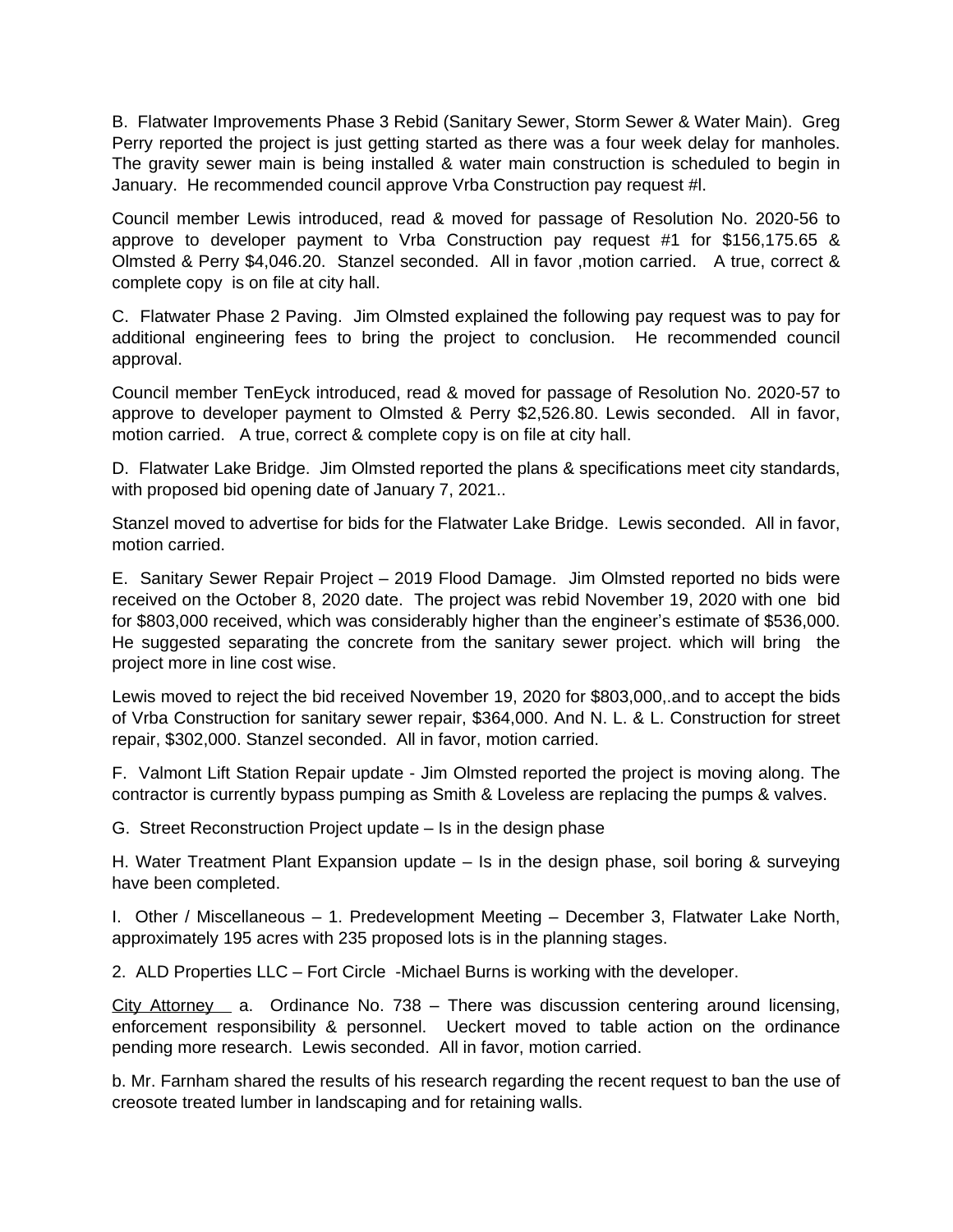B. Flatwater Improvements Phase 3 Rebid (Sanitary Sewer, Storm Sewer & Water Main). Greg Perry reported the project is just getting started as there was a four week delay for manholes. The gravity sewer main is being installed & water main construction is scheduled to begin in January. He recommended council approve Vrba Construction pay request #l.

Council member Lewis introduced, read & moved for passage of Resolution No. 2020-56 to approve to developer payment to Vrba Construction pay request #1 for $156,175.65 & Olmsted & Perry $4,046.20. Stanzel seconded. All in favor ,motion carried. A true, correct & complete copy is on file at city hall.

C. Flatwater Phase 2 Paving. Jim Olmsted explained the following pay request was to pay for additional engineering fees to bring the project to conclusion. He recommended council approval.

Council member TenEyck introduced, read & moved for passage of Resolution No. 2020-57 to approve to developer payment to Olmsted & Perry $2,526.80. Lewis seconded. All in favor, motion carried. A true, correct & complete copy is on file at city hall.

D. Flatwater Lake Bridge. Jim Olmsted reported the plans & specifications meet city standards, with proposed bid opening date of January 7, 2021..

Stanzel moved to advertise for bids for the Flatwater Lake Bridge. Lewis seconded. All in favor, motion carried.

E. Sanitary Sewer Repair Project – 2019 Flood Damage. Jim Olmsted reported no bids were received on the October 8, 2020 date. The project was rebid November 19, 2020 with one bid for $803,000 received, which was considerably higher than the engineer's estimate of $536,000. He suggested separating the concrete from the sanitary sewer project. which will bring the project more in line cost wise.

Lewis moved to reject the bid received November 19, 2020 for $803,000,.and to accept the bids of Vrba Construction for sanitary sewer repair, $364,000. And N. L. & L. Construction for street repair, $302,000. Stanzel seconded. All in favor, motion carried.

F. Valmont Lift Station Repair update - Jim Olmsted reported the project is moving along. The contractor is currently bypass pumping as Smith & Loveless are replacing the pumps & valves.

G. Street Reconstruction Project update – Is in the design phase

H. Water Treatment Plant Expansion update – Is in the design phase, soil boring & surveying have been completed.

I. Other / Miscellaneous – 1. Predevelopment Meeting – December 3, Flatwater Lake North, approximately 195 acres with 235 proposed lots is in the planning stages.

2. ALD Properties LLC – Fort Circle -Michael Burns is working with the developer.

City Attorney a. Ordinance No. 738 – There was discussion centering around licensing, enforcement responsibility & personnel. Ueckert moved to table action on the ordinance pending more research. Lewis seconded. All in favor, motion carried.

b. Mr. Farnham shared the results of his research regarding the recent request to ban the use of creosote treated lumber in landscaping and for retaining walls.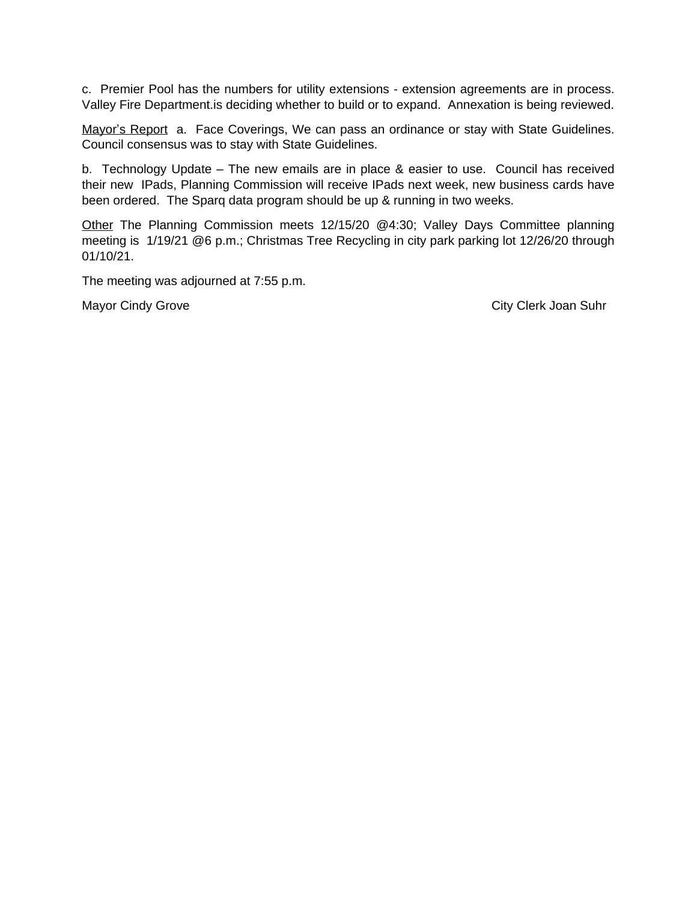c. Premier Pool has the numbers for utility extensions - extension agreements are in process. Valley Fire Department.is deciding whether to build or to expand. Annexation is being reviewed.

<u>Mayor's Report</u> a. Face Coverings, We can pass an ordinance or stay with State Guidelines. Council consensus was to stay with State Guidelines.

b. Technology Update – The new emails are in place & easier to use. Council has received their new IPads, Planning Commission will receive IPads next week, new business cards have been ordered. The Sparq data program should be up & running in two weeks.

<u>Other</u> The Planning Commission meets 12/15/20 @4:30; Valley Days Committee planning meeting is 1/19/21 @6 p.m.; Christmas Tree Recycling in city park parking lot 12/26/20 through 01/10/21.

The meeting was adjourned at 7:55 p.m.

Mayor Cindy Grove                                                                                    City Clerk Joan Suhr